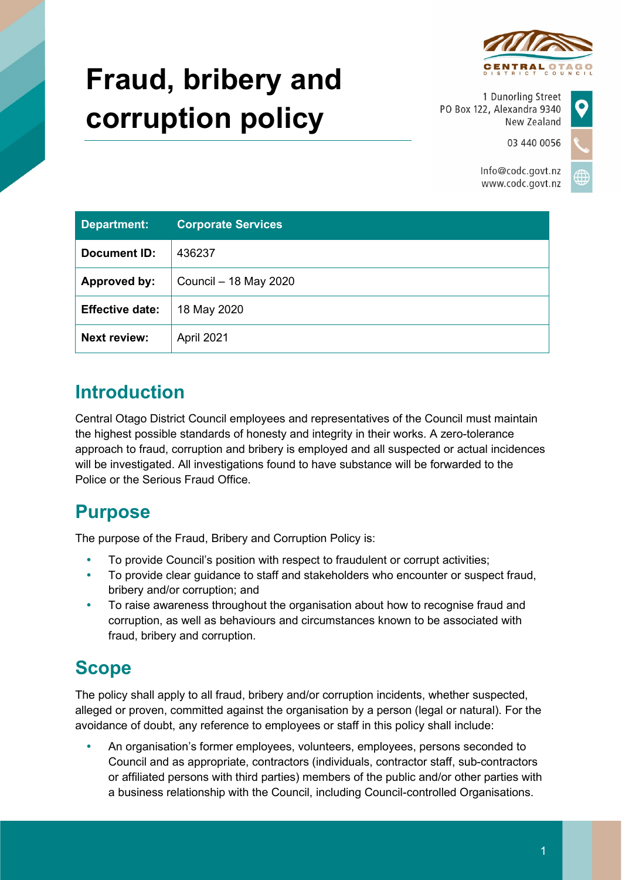# Fraud, bribery and corruption policy

1 Dunorling Street
PO Box 122, Alexandra 9340
New Zealand

03 440 0056

Info@codc.govt.nz
www.codc.govt.nz

| Department: | Corporate Services |
|---|---|
| Document ID: | 436237 |
| Approved by: | Council – 18 May 2020 |
| Effective date: | 18 May 2020 |
| Next review: | April 2021 |

## Introduction

Central Otago District Council employees and representatives of the Council must maintain the highest possible standards of honesty and integrity in their works. A zero-tolerance approach to fraud, corruption and bribery is employed and all suspected or actual incidences will be investigated. All investigations found to have substance will be forwarded to the Police or the Serious Fraud Office.

## Purpose

The purpose of the Fraud, Bribery and Corruption Policy is:

- To provide Council's position with respect to fraudulent or corrupt activities;
- To provide clear guidance to staff and stakeholders who encounter or suspect fraud, bribery and/or corruption; and
- To raise awareness throughout the organisation about how to recognise fraud and corruption, as well as behaviours and circumstances known to be associated with fraud, bribery and corruption.

## Scope

The policy shall apply to all fraud, bribery and/or corruption incidents, whether suspected, alleged or proven, committed against the organisation by a person (legal or natural). For the avoidance of doubt, any reference to employees or staff in this policy shall include:

- An organisation's former employees, volunteers, employees, persons seconded to Council and as appropriate, contractors (individuals, contractor staff, sub-contractors or affiliated persons with third parties) members of the public and/or other parties with a business relationship with the Council, including Council-controlled Organisations.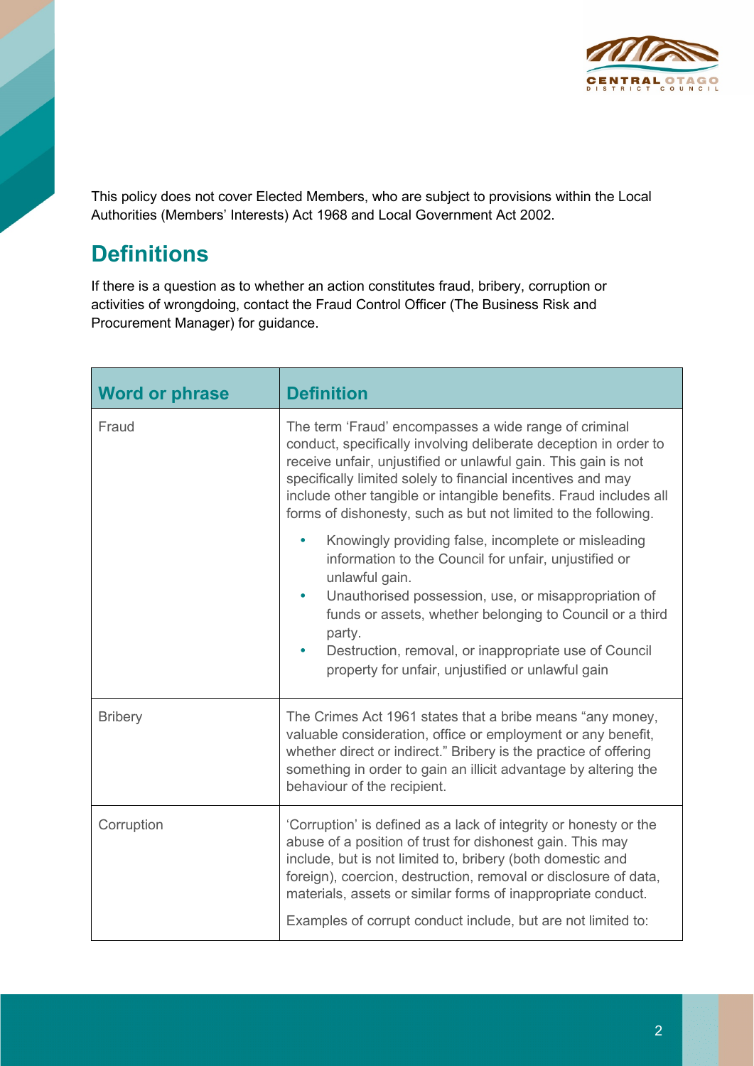This policy does not cover Elected Members, who are subject to provisions within the Local Authorities (Members' Interests) Act 1968 and Local Government Act 2002.

## Definitions

If there is a question as to whether an action constitutes fraud, bribery, corruption or activities of wrongdoing, contact the Fraud Control Officer (The Business Risk and Procurement Manager) for guidance.

| Word or phrase | Definition |
|---|---|
| Fraud | The term 'Fraud' encompasses a wide range of criminal conduct, specifically involving deliberate deception in order to receive unfair, unjustified or unlawful gain. This gain is not specifically limited solely to financial incentives and may include other tangible or intangible benefits. Fraud includes all forms of dishonesty, such as but not limited to the following.<br>• Knowingly providing false, incomplete or misleading information to the Council for unfair, unjustified or unlawful gain.<br>• Unauthorised possession, use, or misappropriation of funds or assets, whether belonging to Council or a third party.<br>• Destruction, removal, or inappropriate use of Council property for unfair, unjustified or unlawful gain |
| Bribery | The Crimes Act 1961 states that a bribe means "any money, valuable consideration, office or employment or any benefit, whether direct or indirect." Bribery is the practice of offering something in order to gain an illicit advantage by altering the behaviour of the recipient. |
| Corruption | 'Corruption' is defined as a lack of integrity or honesty or the abuse of a position of trust for dishonest gain. This may include, but is not limited to, bribery (both domestic and foreign), coercion, destruction, removal or disclosure of data, materials, assets or similar forms of inappropriate conduct.<br>Examples of corrupt conduct include, but are not limited to: |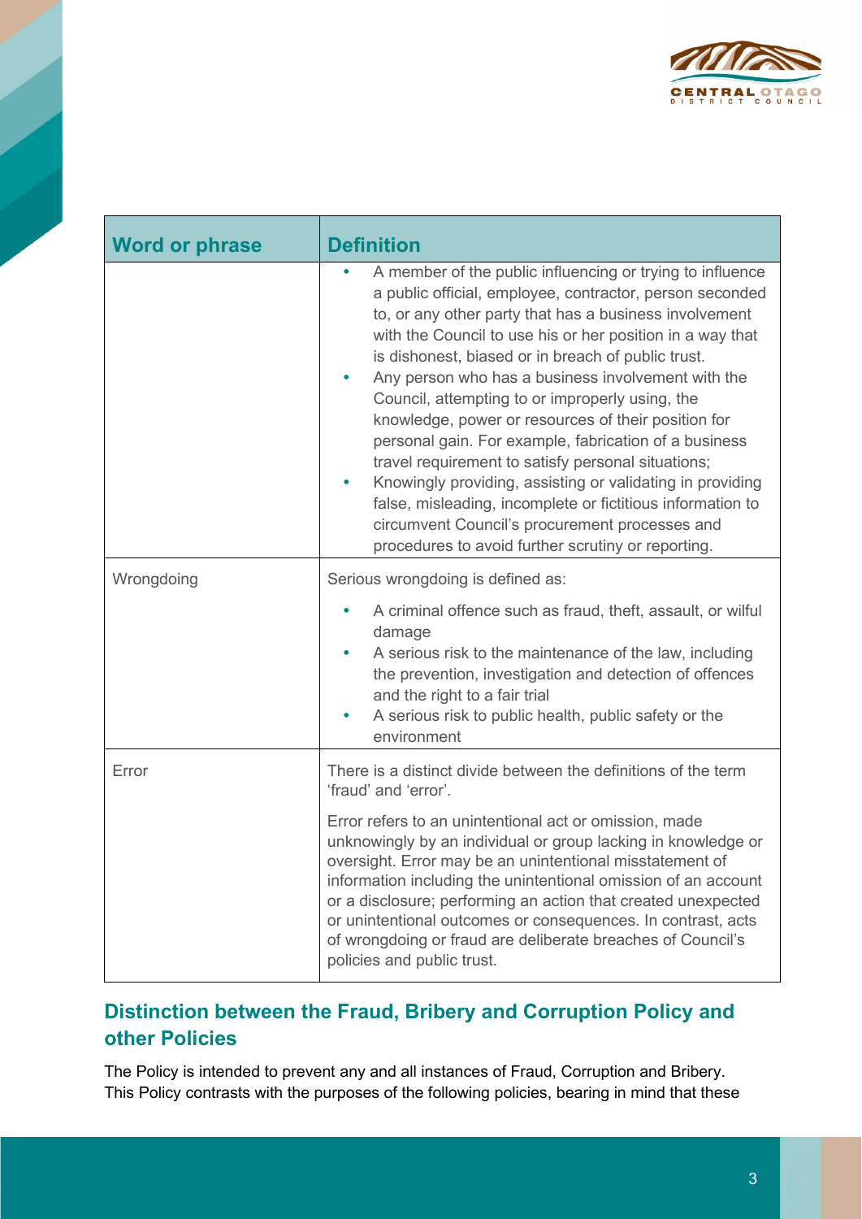| Word or phrase | Definition |
|---|---|
| | • A member of the public influencing or trying to influence a public official, employee, contractor, person seconded to, or any other party that has a business involvement with the Council to use his or her position in a way that is dishonest, biased or in breach of public trust.<br>• Any person who has a business involvement with the Council, attempting to or improperly using, the knowledge, power or resources of their position for personal gain. For example, fabrication of a business travel requirement to satisfy personal situations;<br>• Knowingly providing, assisting or validating in providing false, misleading, incomplete or fictitious information to circumvent Council's procurement processes and procedures to avoid further scrutiny or reporting. |
| Wrongdoing | Serious wrongdoing is defined as:<br>• A criminal offence such as fraud, theft, assault, or wilful damage<br>• A serious risk to the maintenance of the law, including the prevention, investigation and detection of offences and the right to a fair trial<br>• A serious risk to public health, public safety or the environment |
| Error | There is a distinct divide between the definitions of the term 'fraud' and 'error'.<br><br>Error refers to an unintentional act or omission, made unknowingly by an individual or group lacking in knowledge or oversight. Error may be an unintentional misstatement of information including the unintentional omission of an account or a disclosure; performing an action that created unexpected or unintentional outcomes or consequences. In contrast, acts of wrongdoing or fraud are deliberate breaches of Council's policies and public trust. |

## Distinction between the Fraud, Bribery and Corruption Policy and other Policies

The Policy is intended to prevent any and all instances of Fraud, Corruption and Bribery. This Policy contrasts with the purposes of the following policies, bearing in mind that these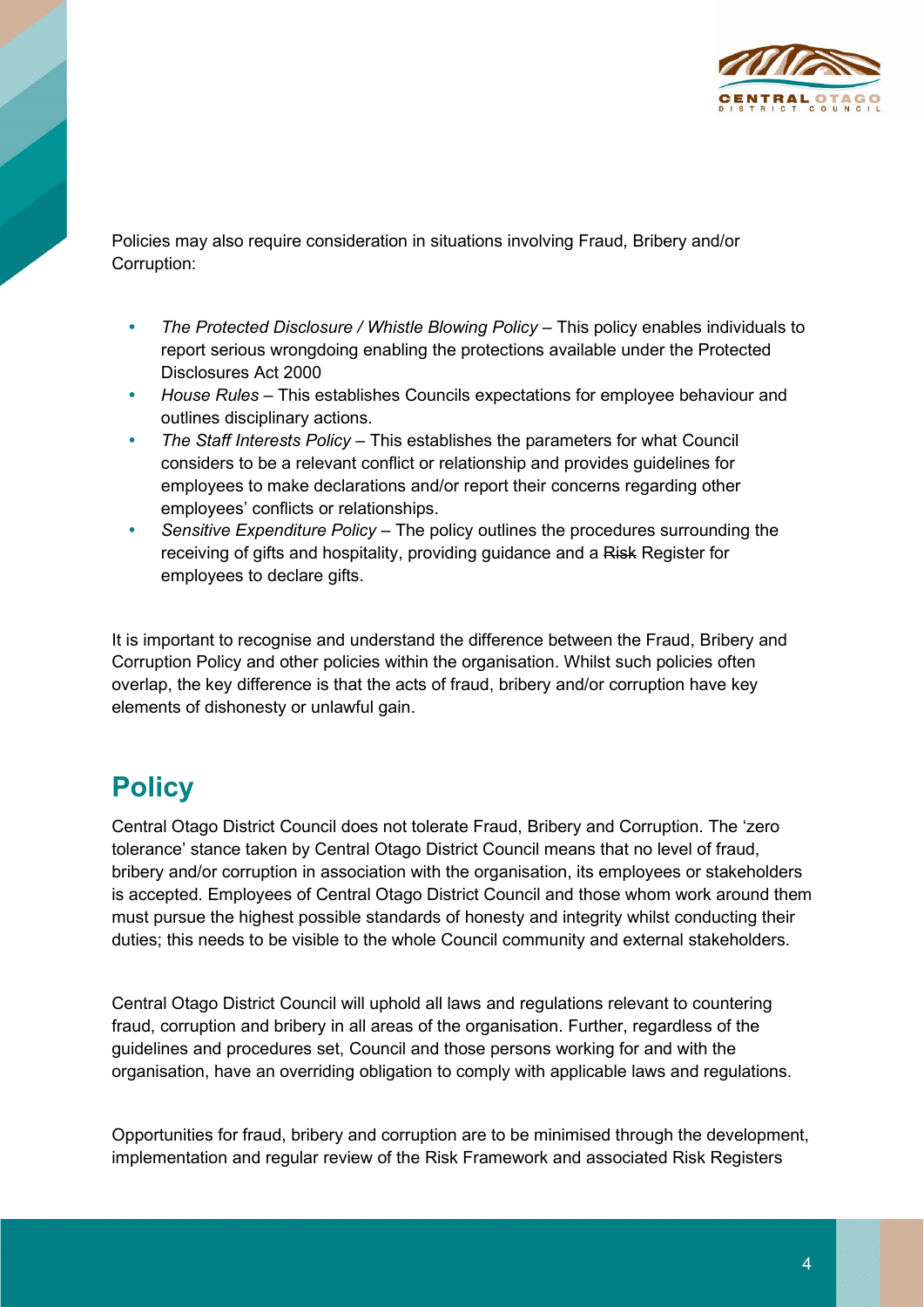Policies may also require consideration in situations involving Fraud, Bribery and/or Corruption:

- *The Protected Disclosure / Whistle Blowing Policy* – This policy enables individuals to report serious wrongdoing enabling the protections available under the Protected Disclosures Act 2000
- *House Rules* – This establishes Councils expectations for employee behaviour and outlines disciplinary actions.
- *The Staff Interests Policy* – This establishes the parameters for what Council considers to be a relevant conflict or relationship and provides guidelines for employees to make declarations and/or report their concerns regarding other employees' conflicts or relationships.
- *Sensitive Expenditure Policy* – The policy outlines the procedures surrounding the receiving of gifts and hospitality, providing guidance and a ~~Risk~~ Register for employees to declare gifts.

It is important to recognise and understand the difference between the Fraud, Bribery and Corruption Policy and other policies within the organisation. Whilst such policies often overlap, the key difference is that the acts of fraud, bribery and/or corruption have key elements of dishonesty or unlawful gain.

## Policy

Central Otago District Council does not tolerate Fraud, Bribery and Corruption. The 'zero tolerance' stance taken by Central Otago District Council means that no level of fraud, bribery and/or corruption in association with the organisation, its employees or stakeholders is accepted. Employees of Central Otago District Council and those whom work around them must pursue the highest possible standards of honesty and integrity whilst conducting their duties; this needs to be visible to the whole Council community and external stakeholders.

Central Otago District Council will uphold all laws and regulations relevant to countering fraud, corruption and bribery in all areas of the organisation. Further, regardless of the guidelines and procedures set, Council and those persons working for and with the organisation, have an overriding obligation to comply with applicable laws and regulations.

Opportunities for fraud, bribery and corruption are to be minimised through the development, implementation and regular review of the Risk Framework and associated Risk Registers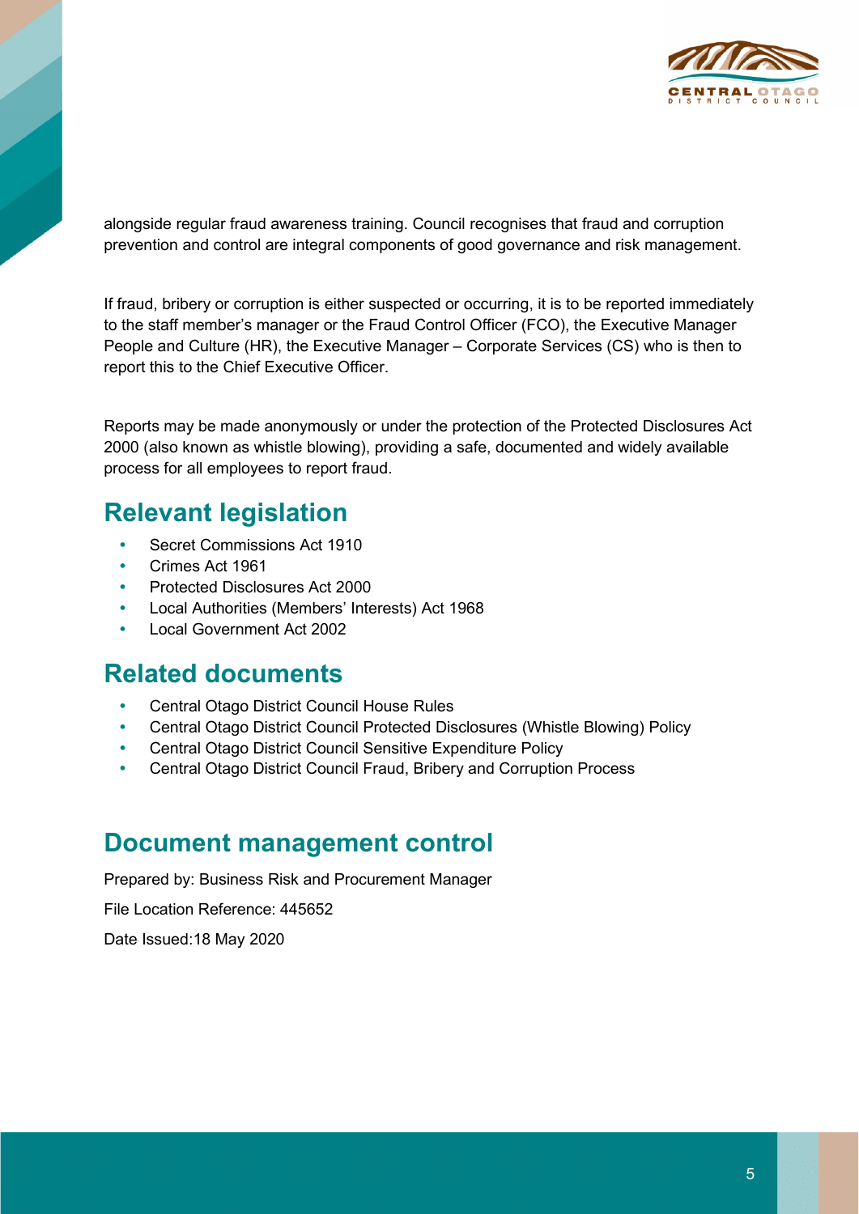alongside regular fraud awareness training. Council recognises that fraud and corruption prevention and control are integral components of good governance and risk management.

If fraud, bribery or corruption is either suspected or occurring, it is to be reported immediately to the staff member's manager or the Fraud Control Officer (FCO), the Executive Manager People and Culture (HR), the Executive Manager – Corporate Services (CS) who is then to report this to the Chief Executive Officer.

Reports may be made anonymously or under the protection of the Protected Disclosures Act 2000 (also known as whistle blowing), providing a safe, documented and widely available process for all employees to report fraud.

## Relevant legislation

- Secret Commissions Act 1910
- Crimes Act 1961
- Protected Disclosures Act 2000
- Local Authorities (Members' Interests) Act 1968
- Local Government Act 2002

## Related documents

- Central Otago District Council House Rules
- Central Otago District Council Protected Disclosures (Whistle Blowing) Policy
- Central Otago District Council Sensitive Expenditure Policy
- Central Otago District Council Fraud, Bribery and Corruption Process

## Document management control

Prepared by: Business Risk and Procurement Manager

File Location Reference: 445652

Date Issued:18 May 2020